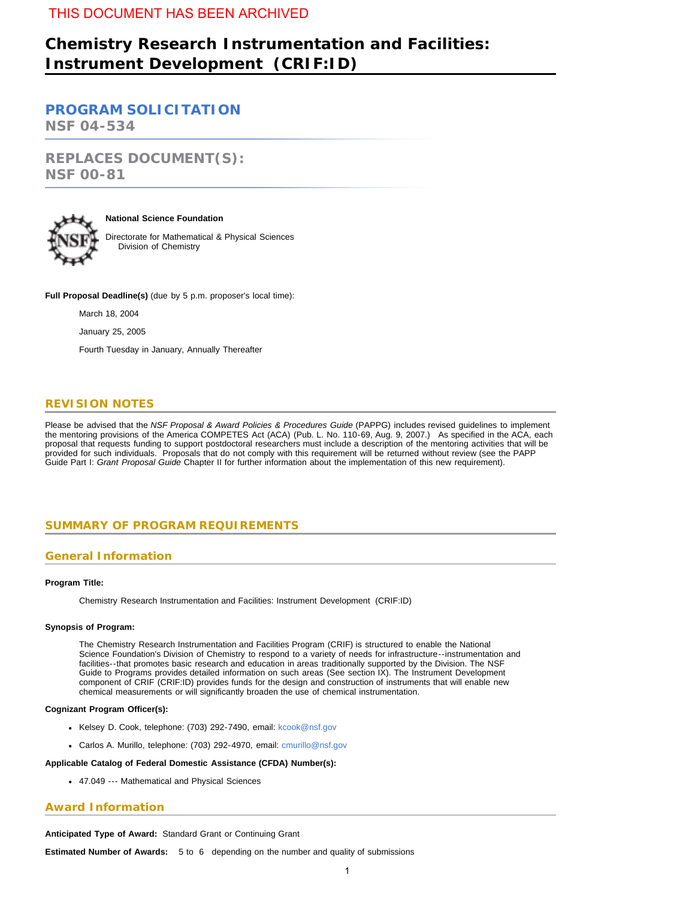THIS DOCUMENT HAS BEEN ARCHIVED

# Chemistry Research Instrumentation and Facilities: Instrument Development (CRIF:ID)

## PROGRAM SOLICITATION
**NSF 04-534**

## REPLACES DOCUMENT(S):
**NSF 00-81**

**National Science Foundation**

Directorate for Mathematical & Physical Sciences
    Division of Chemistry

**Full Proposal Deadline(s)** (due by 5 p.m. proposer's local time):

March 18, 2004

January 25, 2005

Fourth Tuesday in January, Annually Thereafter

## REVISION NOTES

Please be advised that the *NSF Proposal & Award Policies & Procedures Guide* (PAPPG) includes revised guidelines to implement the mentoring provisions of the America COMPETES Act (ACA) (Pub. L. No. 110-69, Aug. 9, 2007.) As specified in the ACA, each proposal that requests funding to support postdoctoral researchers must include a description of the mentoring activities that will be provided for such individuals. Proposals that do not comply with this requirement will be returned without review (see the PAPP Guide Part I: *Grant Proposal Guide* Chapter II for further information about the implementation of this new requirement).

## SUMMARY OF PROGRAM REQUIREMENTS

### General Information

**Program Title:**

Chemistry Research Instrumentation and Facilities: Instrument Development (CRIF:ID)

**Synopsis of Program:**

The Chemistry Research Instrumentation and Facilities Program (CRIF) is structured to enable the National Science Foundation's Division of Chemistry to respond to a variety of needs for infrastructure--instrumentation and facilities--that promotes basic research and education in areas traditionally supported by the Division. The NSF Guide to Programs provides detailed information on such areas (See section IX). The Instrument Development component of CRIF (CRIF:ID) provides funds for the design and construction of instruments that will enable new chemical measurements or will significantly broaden the use of chemical instrumentation.

**Cognizant Program Officer(s):**

- Kelsey D. Cook, telephone: (703) 292-7490, email: kcook@nsf.gov
- Carlos A. Murillo, telephone: (703) 292-4970, email: cmurillo@nsf.gov

**Applicable Catalog of Federal Domestic Assistance (CFDA) Number(s):**

- 47.049 --- Mathematical and Physical Sciences

### Award Information

**Anticipated Type of Award:** Standard Grant or Continuing Grant

**Estimated Number of Awards:** 5 to 6 depending on the number and quality of submissions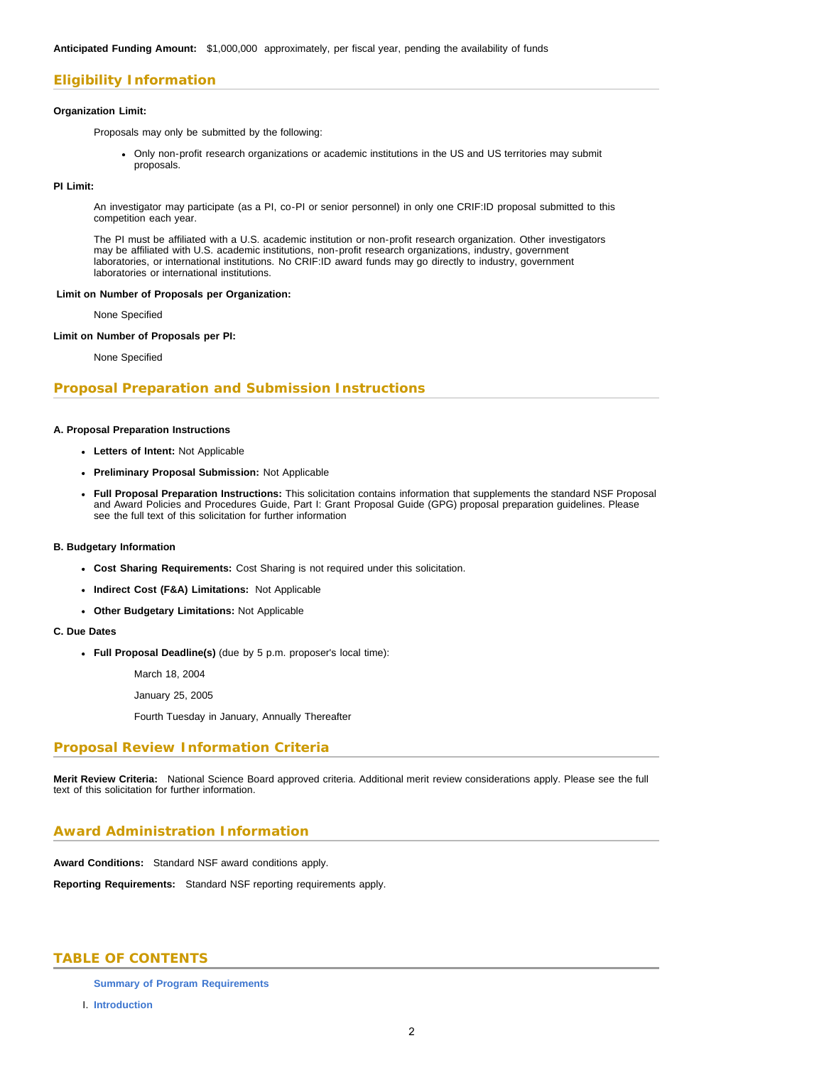**Anticipated Funding Amount:** $1,000,000 approximately, per fiscal year, pending the availability of funds

## Eligibility Information

**Organization Limit:**

Proposals may only be submitted by the following:

- Only non-profit research organizations or academic institutions in the US and US territories may submit proposals.

**PI Limit:**

An investigator may participate (as a PI, co-PI or senior personnel) in only one CRIF:ID proposal submitted to this competition each year.

The PI must be affiliated with a U.S. academic institution or non-profit research organization. Other investigators may be affiliated with U.S. academic institutions, non-profit research organizations, industry, government laboratories, or international institutions. No CRIF:ID award funds may go directly to industry, government laboratories or international institutions.

**Limit on Number of Proposals per Organization:**

None Specified

**Limit on Number of Proposals per PI:**

None Specified

## Proposal Preparation and Submission Instructions

**A. Proposal Preparation Instructions**

- **Letters of Intent:** Not Applicable
- **Preliminary Proposal Submission:** Not Applicable
- **Full Proposal Preparation Instructions:** This solicitation contains information that supplements the standard NSF Proposal and Award Policies and Procedures Guide, Part I: Grant Proposal Guide (GPG) proposal preparation guidelines. Please see the full text of this solicitation for further information

**B. Budgetary Information**

- **Cost Sharing Requirements:** Cost Sharing is not required under this solicitation.
- **Indirect Cost (F&A) Limitations:** Not Applicable
- **Other Budgetary Limitations:** Not Applicable

**C. Due Dates**

- **Full Proposal Deadline(s)** (due by 5 p.m. proposer's local time):

  March 18, 2004

  January 25, 2005

  Fourth Tuesday in January, Annually Thereafter

## Proposal Review Information Criteria

**Merit Review Criteria:** National Science Board approved criteria. Additional merit review considerations apply. Please see the full text of this solicitation for further information.

## Award Administration Information

**Award Conditions:** Standard NSF award conditions apply.

**Reporting Requirements:** Standard NSF reporting requirements apply.

## TABLE OF CONTENTS

**Summary of Program Requirements**

I. **Introduction**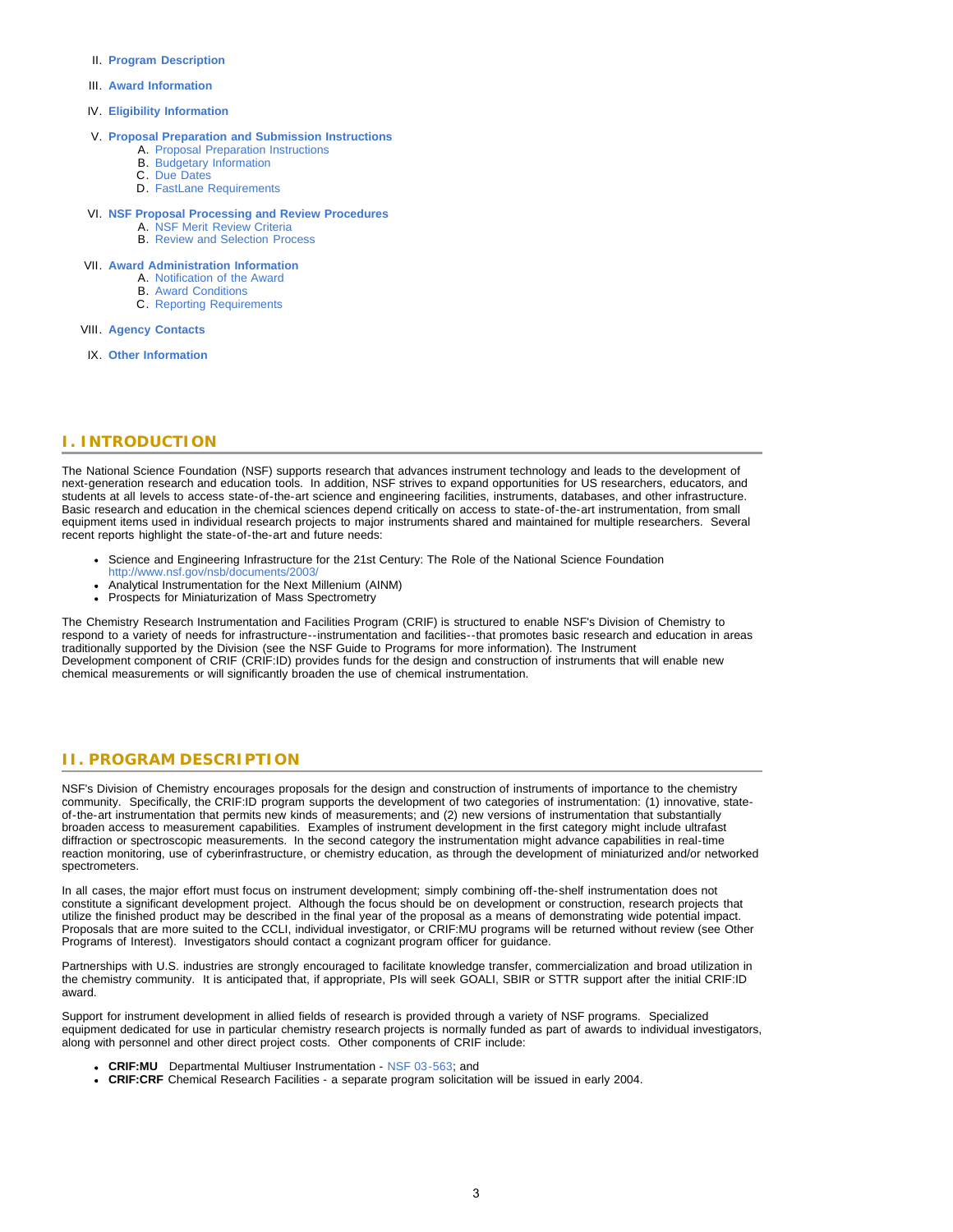II. **Program Description**

III. **Award Information**

IV. **Eligibility Information**

V. **Proposal Preparation and Submission Instructions**
   A. Proposal Preparation Instructions
   B. Budgetary Information
   C. Due Dates
   D. FastLane Requirements

VI. **NSF Proposal Processing and Review Procedures**
   A. NSF Merit Review Criteria
   B. Review and Selection Process

VII. **Award Administration Information**
   A. Notification of the Award
   B. Award Conditions
   C. Reporting Requirements

VIII. **Agency Contacts**

IX. **Other Information**

## I. INTRODUCTION

The National Science Foundation (NSF) supports research that advances instrument technology and leads to the development of next-generation research and education tools. In addition, NSF strives to expand opportunities for US researchers, educators, and students at all levels to access state-of-the-art science and engineering facilities, instruments, databases, and other infrastructure. Basic research and education in the chemical sciences depend critically on access to state-of-the-art instrumentation, from small equipment items used in individual research projects to major instruments shared and maintained for multiple researchers. Several recent reports highlight the state-of-the-art and future needs:

- Science and Engineering Infrastructure for the 21st Century: The Role of the National Science Foundation http://www.nsf.gov/nsb/documents/2003/
- Analytical Instrumentation for the Next Millenium (AINM)
- Prospects for Miniaturization of Mass Spectrometry

The Chemistry Research Instrumentation and Facilities Program (CRIF) is structured to enable NSF's Division of Chemistry to respond to a variety of needs for infrastructure--instrumentation and facilities--that promotes basic research and education in areas traditionally supported by the Division (see the NSF Guide to Programs for more information). The Instrument Development component of CRIF (CRIF:ID) provides funds for the design and construction of instruments that will enable new chemical measurements or will significantly broaden the use of chemical instrumentation.

## II. PROGRAM DESCRIPTION

NSF's Division of Chemistry encourages proposals for the design and construction of instruments of importance to the chemistry community. Specifically, the CRIF:ID program supports the development of two categories of instrumentation: (1) innovative, state-of-the-art instrumentation that permits new kinds of measurements; and (2) new versions of instrumentation that substantially broaden access to measurement capabilities. Examples of instrument development in the first category might include ultrafast diffraction or spectroscopic measurements. In the second category the instrumentation might advance capabilities in real-time reaction monitoring, use of cyberinfrastructure, or chemistry education, as through the development of miniaturized and/or networked spectrometers.

In all cases, the major effort must focus on instrument development; simply combining off-the-shelf instrumentation does not constitute a significant development project. Although the focus should be on development or construction, research projects that utilize the finished product may be described in the final year of the proposal as a means of demonstrating wide potential impact. Proposals that are more suited to the CCLI, individual investigator, or CRIF:MU programs will be returned without review (see Other Programs of Interest). Investigators should contact a cognizant program officer for guidance.

Partnerships with U.S. industries are strongly encouraged to facilitate knowledge transfer, commercialization and broad utilization in the chemistry community. It is anticipated that, if appropriate, PIs will seek GOALI, SBIR or STTR support after the initial CRIF:ID award.

Support for instrument development in allied fields of research is provided through a variety of NSF programs. Specialized equipment dedicated for use in particular chemistry research projects is normally funded as part of awards to individual investigators, along with personnel and other direct project costs. Other components of CRIF include:

- **CRIF:MU** Departmental Multiuser Instrumentation - NSF 03-563; and
- **CRIF:CRF** Chemical Research Facilities - a separate program solicitation will be issued in early 2004.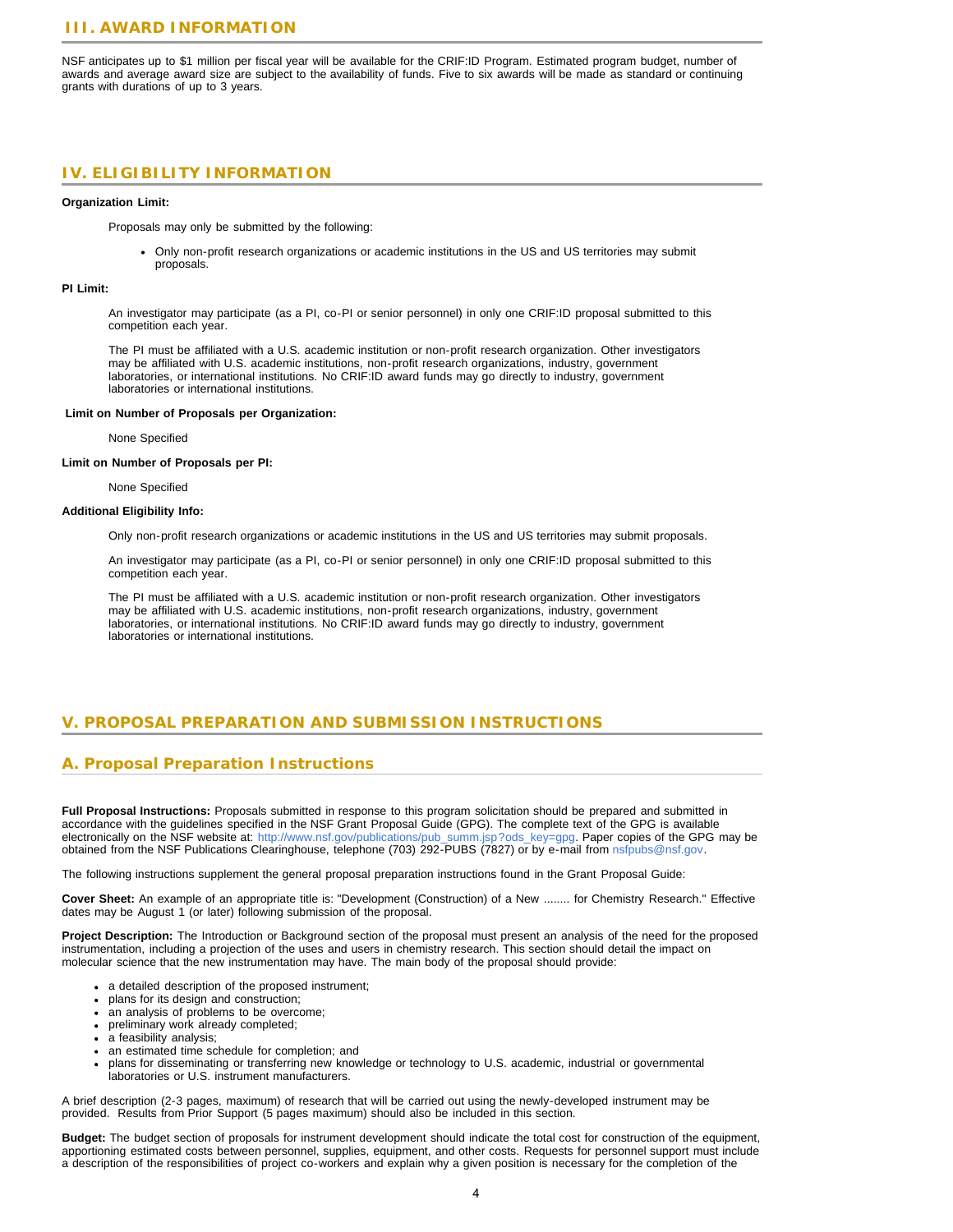## III. AWARD INFORMATION

NSF anticipates up to $1 million per fiscal year will be available for the CRIF:ID Program. Estimated program budget, number of awards and average award size are subject to the availability of funds. Five to six awards will be made as standard or continuing grants with durations of up to 3 years.

## IV. ELIGIBILITY INFORMATION

**Organization Limit:**

Proposals may only be submitted by the following:

- Only non-profit research organizations or academic institutions in the US and US territories may submit proposals.

**PI Limit:**

An investigator may participate (as a PI, co-PI or senior personnel) in only one CRIF:ID proposal submitted to this competition each year.

The PI must be affiliated with a U.S. academic institution or non-profit research organization. Other investigators may be affiliated with U.S. academic institutions, non-profit research organizations, industry, government laboratories, or international institutions. No CRIF:ID award funds may go directly to industry, government laboratories or international institutions.

**Limit on Number of Proposals per Organization:**

None Specified

**Limit on Number of Proposals per PI:**

None Specified

**Additional Eligibility Info:**

Only non-profit research organizations or academic institutions in the US and US territories may submit proposals.

An investigator may participate (as a PI, co-PI or senior personnel) in only one CRIF:ID proposal submitted to this competition each year.

The PI must be affiliated with a U.S. academic institution or non-profit research organization. Other investigators may be affiliated with U.S. academic institutions, non-profit research organizations, industry, government laboratories, or international institutions. No CRIF:ID award funds may go directly to industry, government laboratories or international institutions.

## V. PROPOSAL PREPARATION AND SUBMISSION INSTRUCTIONS

### A. Proposal Preparation Instructions

**Full Proposal Instructions:** Proposals submitted in response to this program solicitation should be prepared and submitted in accordance with the guidelines specified in the NSF Grant Proposal Guide (GPG). The complete text of the GPG is available electronically on the NSF website at: http://www.nsf.gov/publications/pub_summ.jsp?ods_key=gpg. Paper copies of the GPG may be obtained from the NSF Publications Clearinghouse, telephone (703) 292-PUBS (7827) or by e-mail from nsfpubs@nsf.gov.

The following instructions supplement the general proposal preparation instructions found in the Grant Proposal Guide:

**Cover Sheet:** An example of an appropriate title is: "Development (Construction) of a New ........ for Chemistry Research." Effective dates may be August 1 (or later) following submission of the proposal.

**Project Description:** The Introduction or Background section of the proposal must present an analysis of the need for the proposed instrumentation, including a projection of the uses and users in chemistry research. This section should detail the impact on molecular science that the new instrumentation may have. The main body of the proposal should provide:

- a detailed description of the proposed instrument;
- plans for its design and construction;
- an analysis of problems to be overcome;
- preliminary work already completed;
- a feasibility analysis;
- an estimated time schedule for completion; and
- plans for disseminating or transferring new knowledge or technology to U.S. academic, industrial or governmental laboratories or U.S. instrument manufacturers.

A brief description (2-3 pages, maximum) of research that will be carried out using the newly-developed instrument may be provided. Results from Prior Support (5 pages maximum) should also be included in this section.

**Budget:** The budget section of proposals for instrument development should indicate the total cost for construction of the equipment, apportioning estimated costs between personnel, supplies, equipment, and other costs. Requests for personnel support must include a description of the responsibilities of project co-workers and explain why a given position is necessary for the completion of the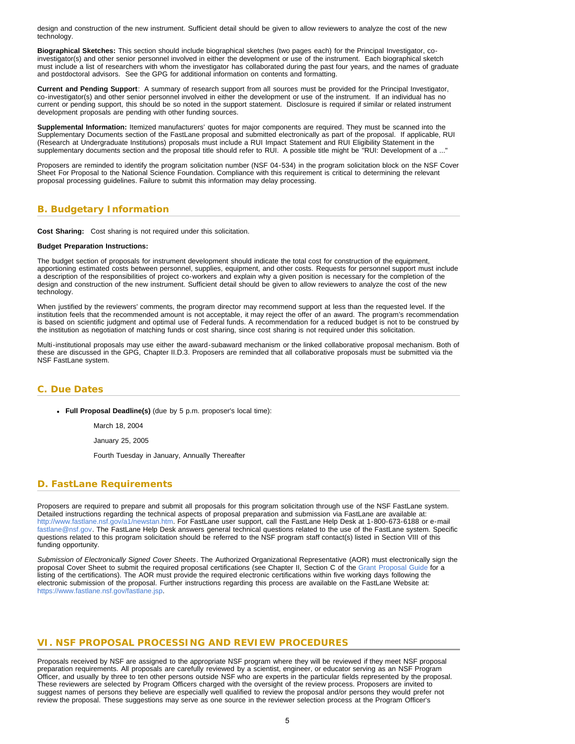design and construction of the new instrument. Sufficient detail should be given to allow reviewers to analyze the cost of the new technology.

**Biographical Sketches:** This section should include biographical sketches (two pages each) for the Principal Investigator, co-investigator(s) and other senior personnel involved in either the development or use of the instrument. Each biographical sketch must include a list of researchers with whom the investigator has collaborated during the past four years, and the names of graduate and postdoctoral advisors. See the GPG for additional information on contents and formatting.

**Current and Pending Support**: A summary of research support from all sources must be provided for the Principal Investigator, co-investigator(s) and other senior personnel involved in either the development or use of the instrument. If an individual has no current or pending support, this should be so noted in the support statement. Disclosure is required if similar or related instrument development proposals are pending with other funding sources.

**Supplemental Information:** Itemized manufacturers' quotes for major components are required. They must be scanned into the Supplementary Documents section of the FastLane proposal and submitted electronically as part of the proposal. If applicable, RUI (Research at Undergraduate Institutions) proposals must include a RUI Impact Statement and RUI Eligibility Statement in the supplementary documents section and the proposal title should refer to RUI. A possible title might be "RUI: Development of a ..."

Proposers are reminded to identify the program solicitation number (NSF 04-534) in the program solicitation block on the NSF Cover Sheet For Proposal to the National Science Foundation. Compliance with this requirement is critical to determining the relevant proposal processing guidelines. Failure to submit this information may delay processing.

## B. Budgetary Information

**Cost Sharing:** Cost sharing is not required under this solicitation.

**Budget Preparation Instructions:**

The budget section of proposals for instrument development should indicate the total cost for construction of the equipment, apportioning estimated costs between personnel, supplies, equipment, and other costs. Requests for personnel support must include a description of the responsibilities of project co-workers and explain why a given position is necessary for the completion of the design and construction of the new instrument. Sufficient detail should be given to allow reviewers to analyze the cost of the new technology.

When justified by the reviewers' comments, the program director may recommend support at less than the requested level. If the institution feels that the recommended amount is not acceptable, it may reject the offer of an award. The program's recommendation is based on scientific judgment and optimal use of Federal funds. A recommendation for a reduced budget is not to be construed by the institution as negotiation of matching funds or cost sharing, since cost sharing is not required under this solicitation.

Multi-institutional proposals may use either the award-subaward mechanism or the linked collaborative proposal mechanism. Both of these are discussed in the GPG, Chapter II.D.3. Proposers are reminded that all collaborative proposals must be submitted via the NSF FastLane system.

## C. Due Dates

- **Full Proposal Deadline(s)** (due by 5 p.m. proposer's local time):

  March 18, 2004

  January 25, 2005

  Fourth Tuesday in January, Annually Thereafter

## D. FastLane Requirements

Proposers are required to prepare and submit all proposals for this program solicitation through use of the NSF FastLane system. Detailed instructions regarding the technical aspects of proposal preparation and submission via FastLane are available at: http://www.fastlane.nsf.gov/a1/newstan.htm. For FastLane user support, call the FastLane Help Desk at 1-800-673-6188 or e-mail fastlane@nsf.gov. The FastLane Help Desk answers general technical questions related to the use of the FastLane system. Specific questions related to this program solicitation should be referred to the NSF program staff contact(s) listed in Section VIII of this funding opportunity.

*Submission of Electronically Signed Cover Sheets*. The Authorized Organizational Representative (AOR) must electronically sign the proposal Cover Sheet to submit the required proposal certifications (see Chapter II, Section C of the Grant Proposal Guide for a listing of the certifications). The AOR must provide the required electronic certifications within five working days following the electronic submission of the proposal. Further instructions regarding this process are available on the FastLane Website at: https://www.fastlane.nsf.gov/fastlane.jsp.

# VI. NSF PROPOSAL PROCESSING AND REVIEW PROCEDURES

Proposals received by NSF are assigned to the appropriate NSF program where they will be reviewed if they meet NSF proposal preparation requirements. All proposals are carefully reviewed by a scientist, engineer, or educator serving as an NSF Program Officer, and usually by three to ten other persons outside NSF who are experts in the particular fields represented by the proposal. These reviewers are selected by Program Officers charged with the oversight of the review process. Proposers are invited to suggest names of persons they believe are especially well qualified to review the proposal and/or persons they would prefer not review the proposal. These suggestions may serve as one source in the reviewer selection process at the Program Officer's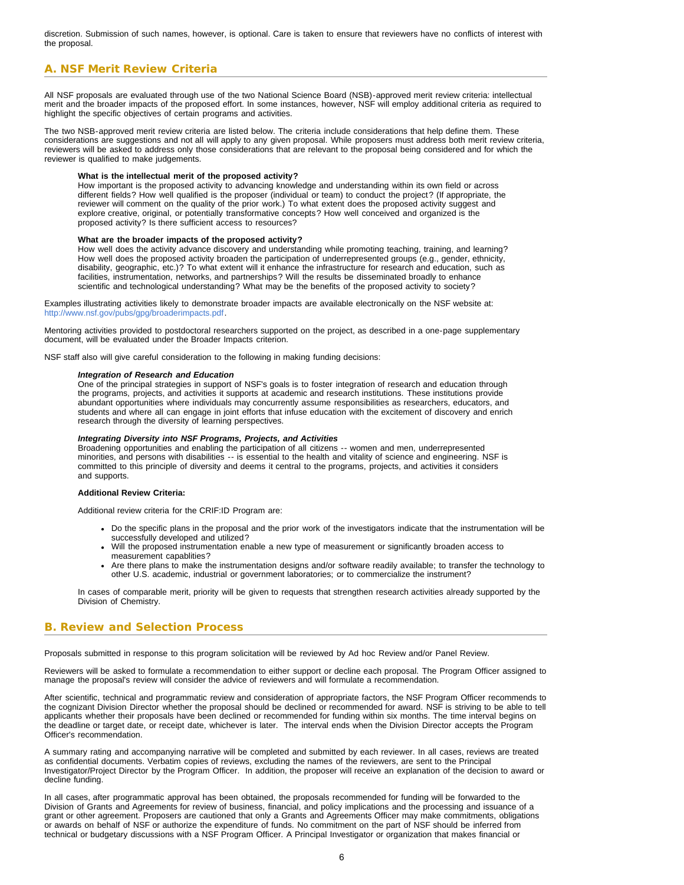discretion. Submission of such names, however, is optional. Care is taken to ensure that reviewers have no conflicts of interest with the proposal.

## A. NSF Merit Review Criteria

All NSF proposals are evaluated through use of the two National Science Board (NSB)-approved merit review criteria: intellectual merit and the broader impacts of the proposed effort. In some instances, however, NSF will employ additional criteria as required to highlight the specific objectives of certain programs and activities.

The two NSB-approved merit review criteria are listed below. The criteria include considerations that help define them. These considerations are suggestions and not all will apply to any given proposal. While proposers must address both merit review criteria, reviewers will be asked to address only those considerations that are relevant to the proposal being considered and for which the reviewer is qualified to make judgements.

**What is the intellectual merit of the proposed activity?**
How important is the proposed activity to advancing knowledge and understanding within its own field or across different fields? How well qualified is the proposer (individual or team) to conduct the project? (If appropriate, the reviewer will comment on the quality of the prior work.) To what extent does the proposed activity suggest and explore creative, original, or potentially transformative concepts? How well conceived and organized is the proposed activity? Is there sufficient access to resources?

**What are the broader impacts of the proposed activity?**
How well does the activity advance discovery and understanding while promoting teaching, training, and learning? How well does the proposed activity broaden the participation of underrepresented groups (e.g., gender, ethnicity, disability, geographic, etc.)? To what extent will it enhance the infrastructure for research and education, such as facilities, instrumentation, networks, and partnerships? Will the results be disseminated broadly to enhance scientific and technological understanding? What may be the benefits of the proposed activity to society?

Examples illustrating activities likely to demonstrate broader impacts are available electronically on the NSF website at: http://www.nsf.gov/pubs/gpg/broaderimpacts.pdf.

Mentoring activities provided to postdoctoral researchers supported on the project, as described in a one-page supplementary document, will be evaluated under the Broader Impacts criterion.

NSF staff also will give careful consideration to the following in making funding decisions:

***Integration of Research and Education***
One of the principal strategies in support of NSF's goals is to foster integration of research and education through the programs, projects, and activities it supports at academic and research institutions. These institutions provide abundant opportunities where individuals may concurrently assume responsibilities as researchers, educators, and students and where all can engage in joint efforts that infuse education with the excitement of discovery and enrich research through the diversity of learning perspectives.

***Integrating Diversity into NSF Programs, Projects, and Activities***
Broadening opportunities and enabling the participation of all citizens -- women and men, underrepresented minorities, and persons with disabilities -- is essential to the health and vitality of science and engineering. NSF is committed to this principle of diversity and deems it central to the programs, projects, and activities it considers and supports.

**Additional Review Criteria:**

Additional review criteria for the CRIF:ID Program are:

- Do the specific plans in the proposal and the prior work of the investigators indicate that the instrumentation will be successfully developed and utilized?
- Will the proposed instrumentation enable a new type of measurement or significantly broaden access to measurement capablities?
- Are there plans to make the instrumentation designs and/or software readily available; to transfer the technology to other U.S. academic, industrial or government laboratories; or to commercialize the instrument?

In cases of comparable merit, priority will be given to requests that strengthen research activities already supported by the Division of Chemistry.

## B. Review and Selection Process

Proposals submitted in response to this program solicitation will be reviewed by Ad hoc Review and/or Panel Review.

Reviewers will be asked to formulate a recommendation to either support or decline each proposal. The Program Officer assigned to manage the proposal's review will consider the advice of reviewers and will formulate a recommendation.

After scientific, technical and programmatic review and consideration of appropriate factors, the NSF Program Officer recommends to the cognizant Division Director whether the proposal should be declined or recommended for award. NSF is striving to be able to tell applicants whether their proposals have been declined or recommended for funding within six months. The time interval begins on the deadline or target date, or receipt date, whichever is later. The interval ends when the Division Director accepts the Program Officer's recommendation.

A summary rating and accompanying narrative will be completed and submitted by each reviewer. In all cases, reviews are treated as confidential documents. Verbatim copies of reviews, excluding the names of the reviewers, are sent to the Principal Investigator/Project Director by the Program Officer. In addition, the proposer will receive an explanation of the decision to award or decline funding.

In all cases, after programmatic approval has been obtained, the proposals recommended for funding will be forwarded to the Division of Grants and Agreements for review of business, financial, and policy implications and the processing and issuance of a grant or other agreement. Proposers are cautioned that only a Grants and Agreements Officer may make commitments, obligations or awards on behalf of NSF or authorize the expenditure of funds. No commitment on the part of NSF should be inferred from technical or budgetary discussions with a NSF Program Officer. A Principal Investigator or organization that makes financial or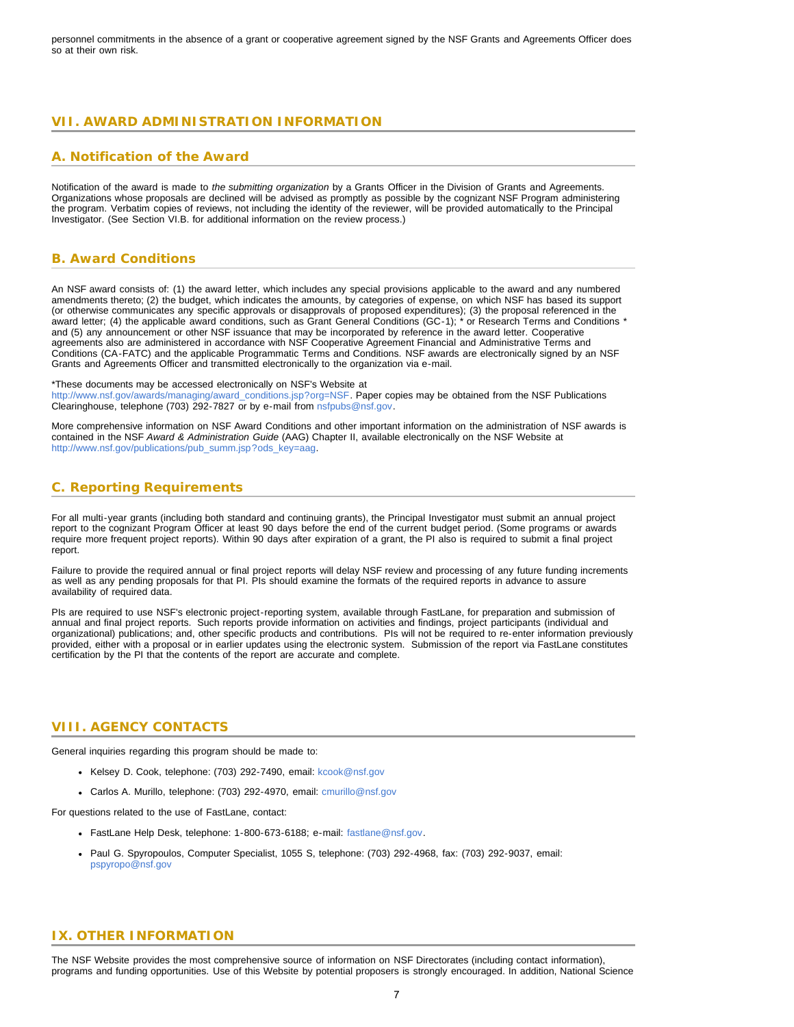personnel commitments in the absence of a grant or cooperative agreement signed by the NSF Grants and Agreements Officer does so at their own risk.

## VII. AWARD ADMINISTRATION INFORMATION

### A. Notification of the Award

Notification of the award is made to *the submitting organization* by a Grants Officer in the Division of Grants and Agreements. Organizations whose proposals are declined will be advised as promptly as possible by the cognizant NSF Program administering the program. Verbatim copies of reviews, not including the identity of the reviewer, will be provided automatically to the Principal Investigator. (See Section VI.B. for additional information on the review process.)

### B. Award Conditions

An NSF award consists of: (1) the award letter, which includes any special provisions applicable to the award and any numbered amendments thereto; (2) the budget, which indicates the amounts, by categories of expense, on which NSF has based its support (or otherwise communicates any specific approvals or disapprovals of proposed expenditures); (3) the proposal referenced in the award letter; (4) the applicable award conditions, such as Grant General Conditions (GC-1); * or Research Terms and Conditions * and (5) any announcement or other NSF issuance that may be incorporated by reference in the award letter. Cooperative agreements also are administered in accordance with NSF Cooperative Agreement Financial and Administrative Terms and Conditions (CA-FATC) and the applicable Programmatic Terms and Conditions. NSF awards are electronically signed by an NSF Grants and Agreements Officer and transmitted electronically to the organization via e-mail.

*These documents may be accessed electronically on NSF's Website at http://www.nsf.gov/awards/managing/award_conditions.jsp?org=NSF. Paper copies may be obtained from the NSF Publications Clearinghouse, telephone (703) 292-7827 or by e-mail from nsfpubs@nsf.gov.

More comprehensive information on NSF Award Conditions and other important information on the administration of NSF awards is contained in the NSF *Award & Administration Guide* (AAG) Chapter II, available electronically on the NSF Website at http://www.nsf.gov/publications/pub_summ.jsp?ods_key=aag.

### C. Reporting Requirements

For all multi-year grants (including both standard and continuing grants), the Principal Investigator must submit an annual project report to the cognizant Program Officer at least 90 days before the end of the current budget period. (Some programs or awards require more frequent project reports). Within 90 days after expiration of a grant, the PI also is required to submit a final project report.

Failure to provide the required annual or final project reports will delay NSF review and processing of any future funding increments as well as any pending proposals for that PI. PIs should examine the formats of the required reports in advance to assure availability of required data.

PIs are required to use NSF's electronic project-reporting system, available through FastLane, for preparation and submission of annual and final project reports. Such reports provide information on activities and findings, project participants (individual and organizational) publications; and, other specific products and contributions. PIs will not be required to re-enter information previously provided, either with a proposal or in earlier updates using the electronic system. Submission of the report via FastLane constitutes certification by the PI that the contents of the report are accurate and complete.

## VIII. AGENCY CONTACTS

General inquiries regarding this program should be made to:

- Kelsey D. Cook, telephone: (703) 292-7490, email: kcook@nsf.gov
- Carlos A. Murillo, telephone: (703) 292-4970, email: cmurillo@nsf.gov

For questions related to the use of FastLane, contact:

- FastLane Help Desk, telephone: 1-800-673-6188; e-mail: fastlane@nsf.gov.
- Paul G. Spyropoulos, Computer Specialist, 1055 S, telephone: (703) 292-4968, fax: (703) 292-9037, email: pspyropo@nsf.gov

## IX. OTHER INFORMATION

The NSF Website provides the most comprehensive source of information on NSF Directorates (including contact information), programs and funding opportunities. Use of this Website by potential proposers is strongly encouraged. In addition, National Science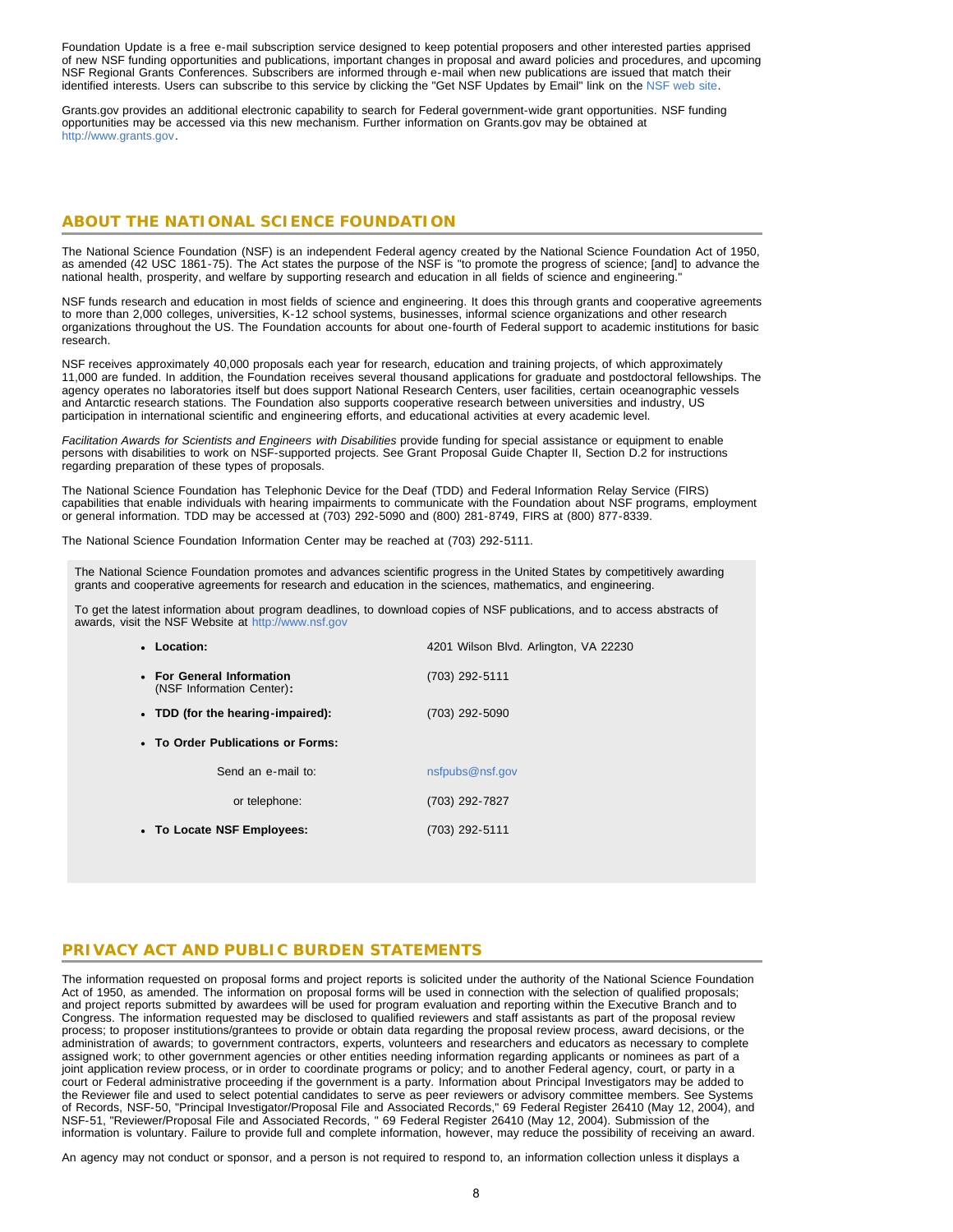Foundation Update is a free e-mail subscription service designed to keep potential proposers and other interested parties apprised of new NSF funding opportunities and publications, important changes in proposal and award policies and procedures, and upcoming NSF Regional Grants Conferences. Subscribers are informed through e-mail when new publications are issued that match their identified interests. Users can subscribe to this service by clicking the "Get NSF Updates by Email" link on the NSF web site.

Grants.gov provides an additional electronic capability to search for Federal government-wide grant opportunities. NSF funding opportunities may be accessed via this new mechanism. Further information on Grants.gov may be obtained at http://www.grants.gov.

## ABOUT THE NATIONAL SCIENCE FOUNDATION

The National Science Foundation (NSF) is an independent Federal agency created by the National Science Foundation Act of 1950, as amended (42 USC 1861-75). The Act states the purpose of the NSF is "to promote the progress of science; [and] to advance the national health, prosperity, and welfare by supporting research and education in all fields of science and engineering."

NSF funds research and education in most fields of science and engineering. It does this through grants and cooperative agreements to more than 2,000 colleges, universities, K-12 school systems, businesses, informal science organizations and other research organizations throughout the US. The Foundation accounts for about one-fourth of Federal support to academic institutions for basic research.

NSF receives approximately 40,000 proposals each year for research, education and training projects, of which approximately 11,000 are funded. In addition, the Foundation receives several thousand applications for graduate and postdoctoral fellowships. The agency operates no laboratories itself but does support National Research Centers, user facilities, certain oceanographic vessels and Antarctic research stations. The Foundation also supports cooperative research between universities and industry, US participation in international scientific and engineering efforts, and educational activities at every academic level.

*Facilitation Awards for Scientists and Engineers with Disabilities* provide funding for special assistance or equipment to enable persons with disabilities to work on NSF-supported projects. See Grant Proposal Guide Chapter II, Section D.2 for instructions regarding preparation of these types of proposals.

The National Science Foundation has Telephonic Device for the Deaf (TDD) and Federal Information Relay Service (FIRS) capabilities that enable individuals with hearing impairments to communicate with the Foundation about NSF programs, employment or general information. TDD may be accessed at (703) 292-5090 and (800) 281-8749, FIRS at (800) 877-8339.

The National Science Foundation Information Center may be reached at (703) 292-5111.

The National Science Foundation promotes and advances scientific progress in the United States by competitively awarding grants and cooperative agreements for research and education in the sciences, mathematics, and engineering.

To get the latest information about program deadlines, to download copies of NSF publications, and to access abstracts of awards, visit the NSF Website at http://www.nsf.gov

- **Location:** 4201 Wilson Blvd. Arlington, VA 22230
- **For General Information** (NSF Information Center)**:** (703) 292-5111
- **TDD (for the hearing-impaired):** (703) 292-5090
- **To Order Publications or Forms:**
  - Send an e-mail to: nsfpubs@nsf.gov
  - or telephone: (703) 292-7827
- **To Locate NSF Employees:** (703) 292-5111

## PRIVACY ACT AND PUBLIC BURDEN STATEMENTS

The information requested on proposal forms and project reports is solicited under the authority of the National Science Foundation Act of 1950, as amended. The information on proposal forms will be used in connection with the selection of qualified proposals; and project reports submitted by awardees will be used for program evaluation and reporting within the Executive Branch and to Congress. The information requested may be disclosed to qualified reviewers and staff assistants as part of the proposal review process; to proposer institutions/grantees to provide or obtain data regarding the proposal review process, award decisions, or the administration of awards; to government contractors, experts, volunteers and researchers and educators as necessary to complete assigned work; to other government agencies or other entities needing information regarding applicants or nominees as part of a joint application review process, or in order to coordinate programs or policy; and to another Federal agency, court, or party in a court or Federal administrative proceeding if the government is a party. Information about Principal Investigators may be added to the Reviewer file and used to select potential candidates to serve as peer reviewers or advisory committee members. See Systems of Records, NSF-50, "Principal Investigator/Proposal File and Associated Records," 69 Federal Register 26410 (May 12, 2004), and NSF-51, "Reviewer/Proposal File and Associated Records, " 69 Federal Register 26410 (May 12, 2004). Submission of the information is voluntary. Failure to provide full and complete information, however, may reduce the possibility of receiving an award.

An agency may not conduct or sponsor, and a person is not required to respond to, an information collection unless it displays a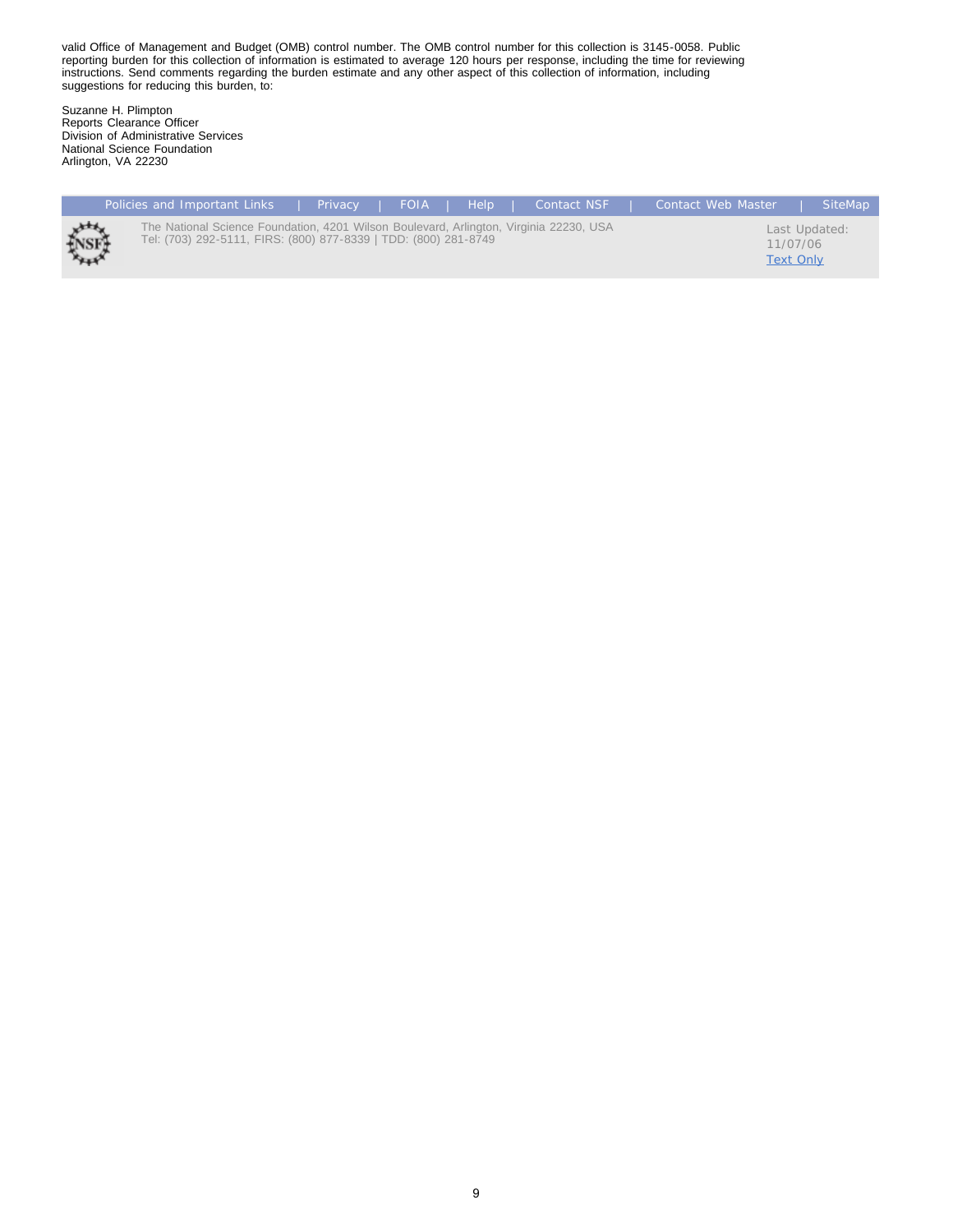valid Office of Management and Budget (OMB) control number. The OMB control number for this collection is 3145-0058. Public reporting burden for this collection of information is estimated to average 120 hours per response, including the time for reviewing instructions. Send comments regarding the burden estimate and any other aspect of this collection of information, including suggestions for reducing this burden, to:

Suzanne H. Plimpton
Reports Clearance Officer
Division of Administrative Services
National Science Foundation
Arlington, VA 22230

Policies and Important Links | Privacy | FOIA | Help | Contact NSF | Contact Web Master | SiteMap

The National Science Foundation, 4201 Wilson Boulevard, Arlington, Virginia 22230, USA
Tel: (703) 292-5111, FIRS: (800) 877-8339 | TDD: (800) 281-8749

Last Updated: 11/07/06
Text Only